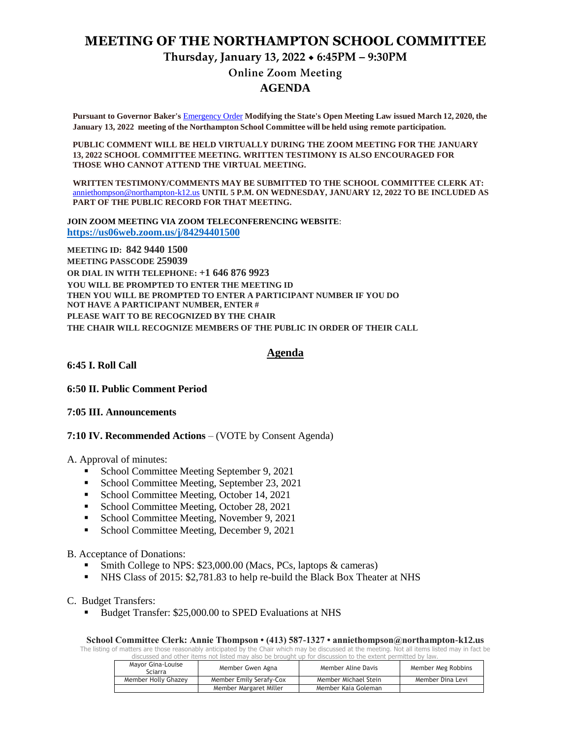# MEETING OF THE NORTHAMPTON SCHOOL COMMITTEE

## Thursday, January 13, 2022 ⬥ 6:45PM – 9:30PM

### Online Zoom Meeting

## AGENDA

**Pursuant to Governor Baker's Emergency Order Modifying the State's Open Meeting Law issued March 12, 2020, the January 13, 2022 meeting of the Northampton School Committee will be held using remote participation.**

**PUBLIC COMMENT WILL BE HELD VIRTUALLY DURING THE ZOOM MEETING FOR THE JANUARY 13, 2022 SCHOOL COMMITTEE MEETING. WRITTEN TESTIMONY IS ALSO ENCOURAGED FOR THOSE WHO CANNOT ATTEND THE VIRTUAL MEETING.**

**WRITTEN TESTIMONY/COMMENTS MAY BE SUBMITTED TO THE SCHOOL COMMITTEE CLERK AT:** anniethompson@northampton-k12.us **UNTIL 5 P.M. ON WEDNESDAY, JANUARY 12, 2022 TO BE INCLUDED AS PART OF THE PUBLIC RECORD FOR THAT MEETING.**

**JOIN ZOOM MEETING VIA ZOOM TELECONFERENCING WEBSITE**:
**https://us06web.zoom.us/j/84294401500**

**MEETING ID: 842 9440 1500**
**MEETING PASSCODE 259039**
**OR DIAL IN WITH TELEPHONE: +1 646 876 9923**
**YOU WILL BE PROMPTED TO ENTER THE MEETING ID**
**THEN YOU WILL BE PROMPTED TO ENTER A PARTICIPANT NUMBER IF YOU DO NOT HAVE A PARTICIPANT NUMBER, ENTER #**
**PLEASE WAIT TO BE RECOGNIZED BY THE CHAIR**
**THE CHAIR WILL RECOGNIZE MEMBERS OF THE PUBLIC IN ORDER OF THEIR CALL**

## Agenda

**6:45 I. Roll Call**

**6:50 II. Public Comment Period**

**7:05 III. Announcements**

**7:10 IV. Recommended Actions** – (VOTE by Consent Agenda)

A. Approval of minutes:
- School Committee Meeting September 9, 2021
- School Committee Meeting, September 23, 2021
- School Committee Meeting, October 14, 2021
- School Committee Meeting, October 28, 2021
- School Committee Meeting, November 9, 2021
- School Committee Meeting, December 9, 2021

B. Acceptance of Donations:
- Smith College to NPS: $23,000.00 (Macs, PCs, laptops & cameras)
- NHS Class of 2015: $2,781.83 to help re-build the Black Box Theater at NHS

C. Budget Transfers:
- Budget Transfer: $25,000.00 to SPED Evaluations at NHS

**School Committee Clerk: Annie Thompson • (413) 587-1327 • anniethompson@northampton-k12.us**

The listing of matters are those reasonably anticipated by the Chair which may be discussed at the meeting. Not all items listed may in fact be discussed and other items not listed may also be brought up for discussion to the extent permitted by law.

| Mayor Gina-Louise Sciarra | Member Gwen Agna | Member Aline Davis | Member Meg Robbins |
|---|---|---|---|
| Member Holly Ghazey | Member Emily Serafy-Cox | Member Michael Stein | Member Dina Levi |
| | Member Margaret Miller | Member Kaia Goleman | |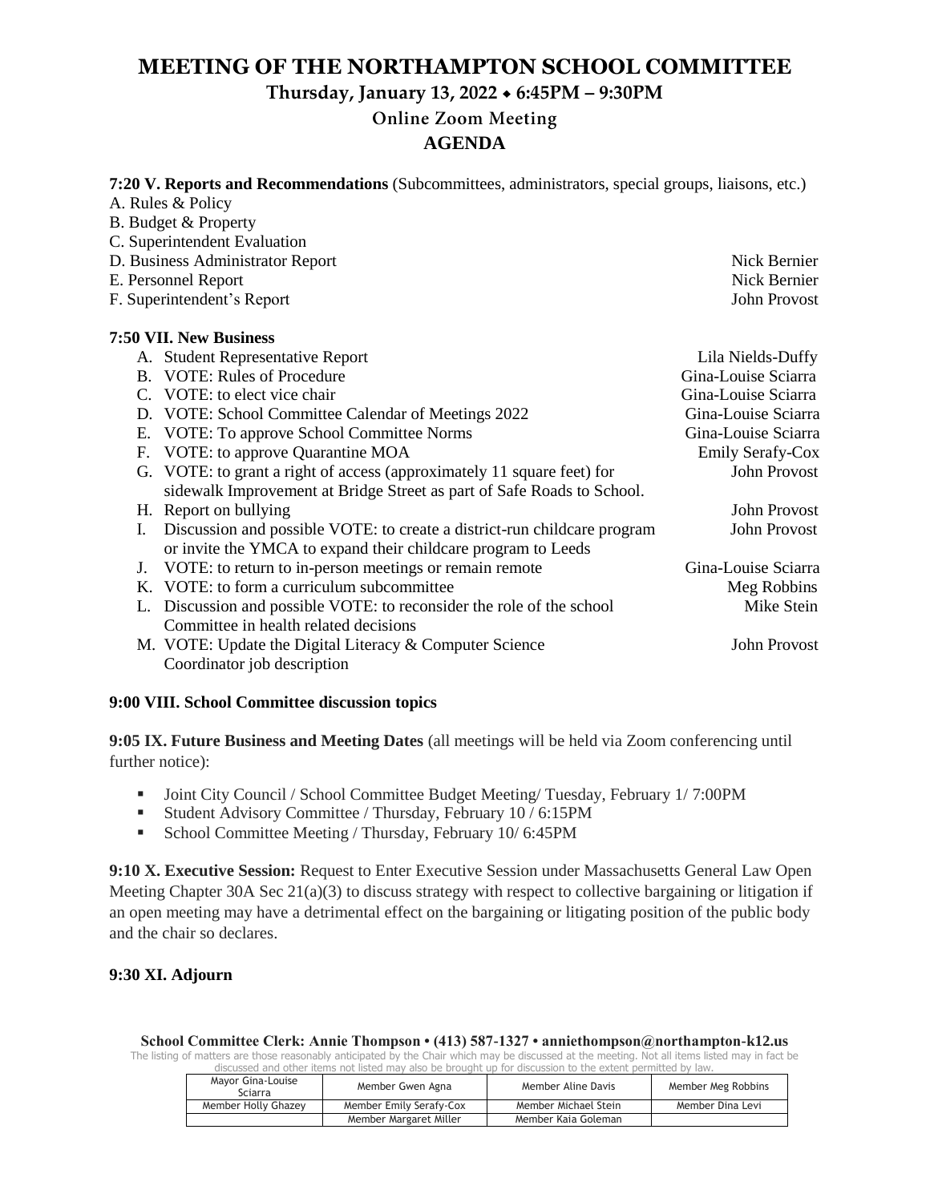# MEETING OF THE NORTHAMPTON SCHOOL COMMITTEE

**Thursday, January 13, 2022 ⬥ 6:45PM – 9:30PM**

**Online Zoom Meeting**

## AGENDA

**7:20 V. Reports and Recommendations** (Subcommittees, administrators, special groups, liaisons, etc.)

A. Rules & Policy
B. Budget & Property
C. Superintendent Evaluation
D. Business Administrator Report — Nick Bernier
E. Personnel Report — Nick Bernier
F. Superintendent's Report — John Provost

**7:50 VII. New Business**

A. Student Representative Report — Lila Nields-Duffy
B. VOTE: Rules of Procedure — Gina-Louise Sciarra
C. VOTE: to elect vice chair — Gina-Louise Sciarra
D. VOTE: School Committee Calendar of Meetings 2022 — Gina-Louise Sciarra
E. VOTE: To approve School Committee Norms — Gina-Louise Sciarra
F. VOTE: to approve Quarantine MOA — Emily Serafy-Cox
G. VOTE: to grant a right of access (approximately 11 square feet) for sidewalk Improvement at Bridge Street as part of Safe Roads to School. — John Provost
H. Report on bullying — John Provost
I. Discussion and possible VOTE: to create a district-run childcare program or invite the YMCA to expand their childcare program to Leeds — John Provost
J. VOTE: to return to in-person meetings or remain remote — Gina-Louise Sciarra
K. VOTE: to form a curriculum subcommittee — Meg Robbins
L. Discussion and possible VOTE: to reconsider the role of the school Committee in health related decisions — Mike Stein
M. VOTE: Update the Digital Literacy & Computer Science Coordinator job description — John Provost

**9:00 VIII. School Committee discussion topics**

**9:05 IX. Future Business and Meeting Dates** (all meetings will be held via Zoom conferencing until further notice):

- Joint City Council / School Committee Budget Meeting/ Tuesday, February 1/ 7:00PM
- Student Advisory Committee / Thursday, February 10 / 6:15PM
- School Committee Meeting / Thursday, February 10/ 6:45PM

**9:10 X. Executive Session:** Request to Enter Executive Session under Massachusetts General Law Open Meeting Chapter 30A Sec 21(a)(3) to discuss strategy with respect to collective bargaining or litigation if an open meeting may have a detrimental effect on the bargaining or litigating position of the public body and the chair so declares.

**9:30 XI. Adjourn**

**School Committee Clerk: Annie Thompson • (413) 587-1327 • anniethompson@northampton-k12.us**

The listing of matters are those reasonably anticipated by the Chair which may be discussed at the meeting. Not all items listed may in fact be discussed and other items not listed may also be brought up for discussion to the extent permitted by law.

| | | | |
|---|---|---|---|
| Mayor Gina-Louise Sciarra | Member Gwen Agna | Member Aline Davis | Member Meg Robbins |
| Member Holly Ghazey | Member Emily Serafy-Cox | Member Michael Stein | Member Dina Levi |
| | Member Margaret Miller | Member Kaia Goleman | |